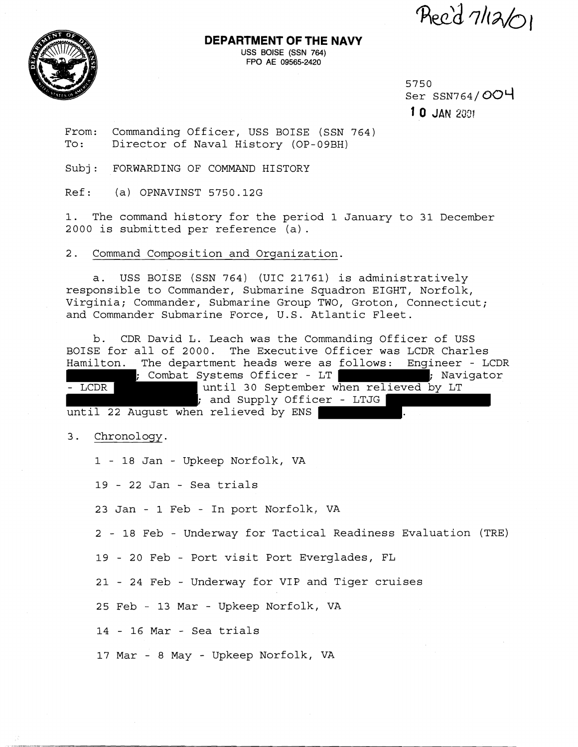Rec'd 7/12/01

**DEPARTMENT OF THE NAVY**
USS BOISE (SSN 764)
FPO AE 09565-2420

5750
Ser SSN764/004
10 JAN 2001

From: Commanding Officer, USS BOISE (SSN 764)
To: Director of Naval History (OP-09BH)

Subj: FORWARDING OF COMMAND HISTORY

Ref: (a) OPNAVINST 5750.12G

1. The command history for the period 1 January to 31 December 2000 is submitted per reference (a).

2. Command Composition and Organization.

a. USS BOISE (SSN 764) (UIC 21761) is administratively responsible to Commander, Submarine Squadron EIGHT, Norfolk, Virginia; Commander, Submarine Group TWO, Groton, Connecticut; and Commander Submarine Force, U.S. Atlantic Fleet.

b. CDR David L. Leach was the Commanding Officer of USS BOISE for all of 2000. The Executive Officer was LCDR Charles Hamilton. The department heads were as follows: Engineer - LCDR [REDACTED]; Combat Systems Officer - LT [REDACTED]; Navigator - LCDR [REDACTED] until 30 September when relieved by LT [REDACTED]; and Supply Officer - LTJG [REDACTED] until 22 August when relieved by ENS [REDACTED].

3. Chronology.

1 - 18 Jan - Upkeep Norfolk, VA

19 - 22 Jan - Sea trials

23 Jan - 1 Feb - In port Norfolk, VA

2 - 18 Feb - Underway for Tactical Readiness Evaluation (TRE)

19 - 20 Feb - Port visit Port Everglades, FL

21 - 24 Feb - Underway for VIP and Tiger cruises

25 Feb - 13 Mar - Upkeep Norfolk, VA

14 - 16 Mar - Sea trials

17 Mar - 8 May - Upkeep Norfolk, VA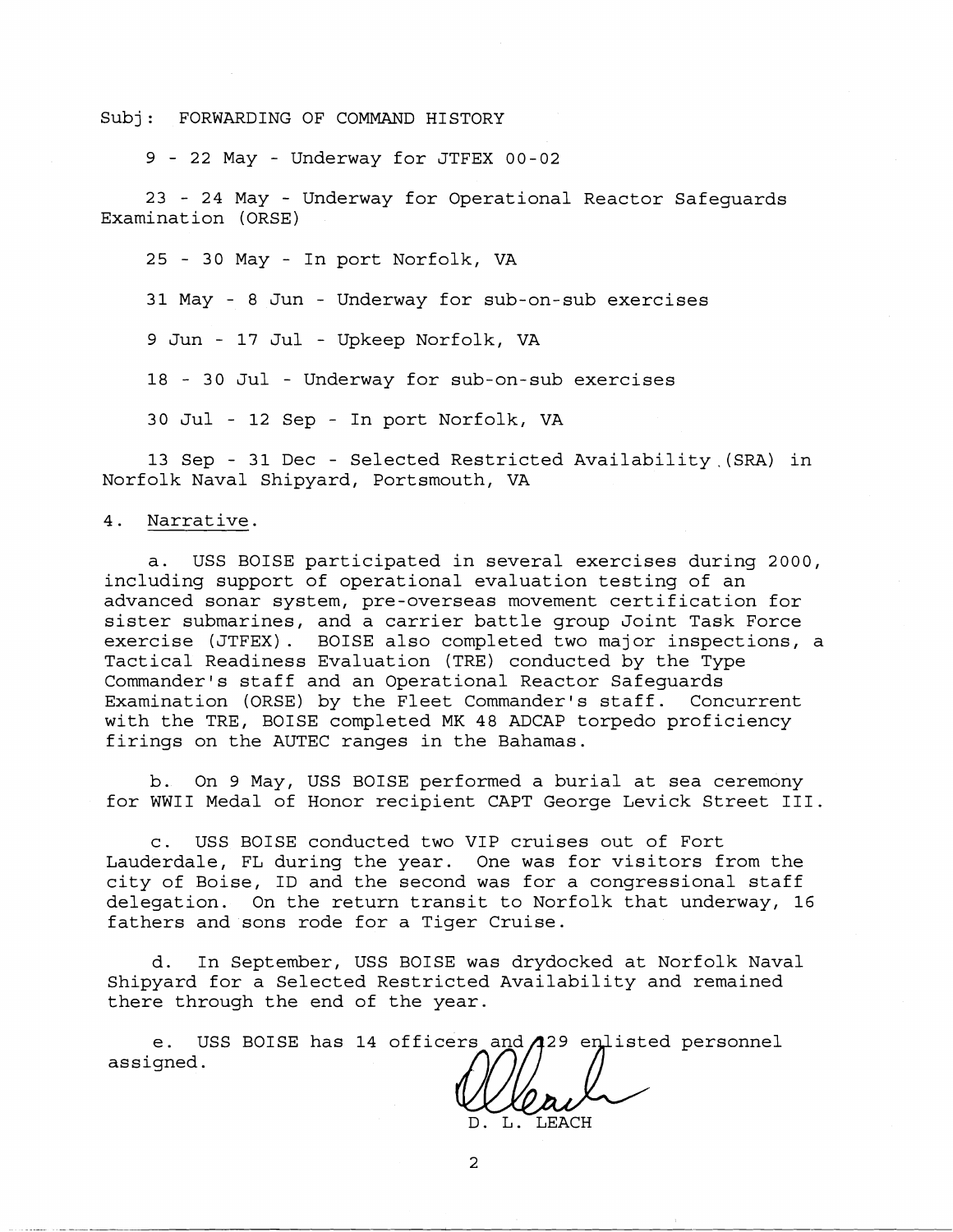Subj: FORWARDING OF COMMAND HISTORY

9 - 22 May - Underway for JTFEX 00-02

23 - 24 May - Underway for Operational Reactor Safeguards Examination (ORSE)

25 - 30 May - In port Norfolk, VA

31 May - 8 Jun - Underway for sub-on-sub exercises

9 Jun - 17 Jul - Upkeep Norfolk, VA

18 - 30 Jul - Underway for sub-on-sub exercises

30 Jul - 12 Sep - In port Norfolk, VA

13 Sep - 31 Dec - Selected Restricted Availability (SRA) in Norfolk Naval Shipyard, Portsmouth, VA

4. Narrative.

a. USS BOISE participated in several exercises during 2000, including support of operational evaluation testing of an advanced sonar system, pre-overseas movement certification for sister submarines, and a carrier battle group Joint Task Force exercise (JTFEX). BOISE also completed two major inspections, a Tactical Readiness Evaluation (TRE) conducted by the Type Commander's staff and an Operational Reactor Safeguards Examination (ORSE) by the Fleet Commander's staff. Concurrent with the TRE, BOISE completed MK 48 ADCAP torpedo proficiency firings on the AUTEC ranges in the Bahamas.

b. On 9 May, USS BOISE performed a burial at sea ceremony for WWII Medal of Honor recipient CAPT George Levick Street III.

c. USS BOISE conducted two VIP cruises out of Fort Lauderdale, FL during the year. One was for visitors from the city of Boise, ID and the second was for a congressional staff delegation. On the return transit to Norfolk that underway, 16 fathers and sons rode for a Tiger Cruise.

d. In September, USS BOISE was drydocked at Norfolk Naval Shipyard for a Selected Restricted Availability and remained there through the end of the year.

e. USS BOISE has 14 officers and 129 enlisted personnel assigned.

D. L. LEACH